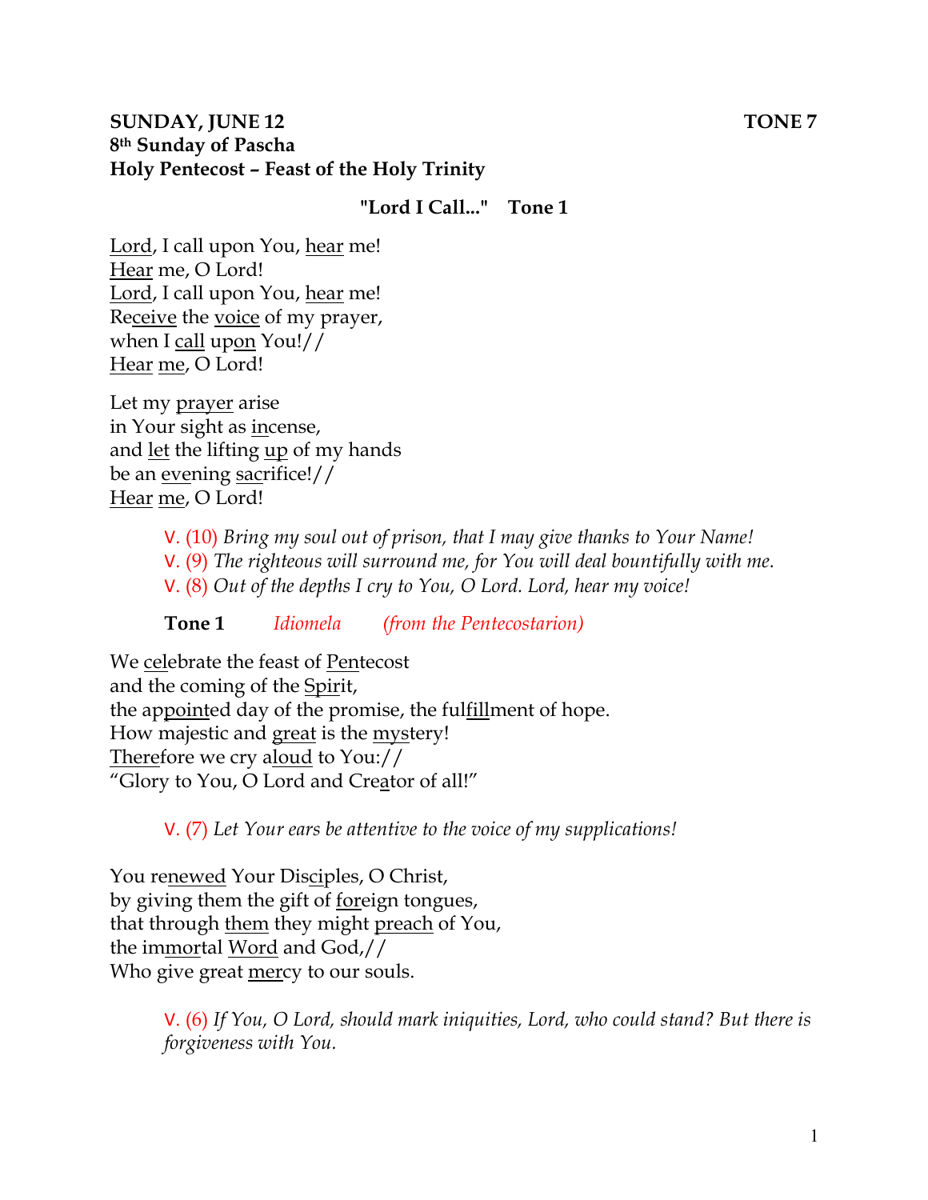**SUNDAY, JUNE 12** **TONE 7**
**8th Sunday of Pascha**
**Holy Pentecost – Feast of the Holy Trinity**

**"Lord I Call..." Tone 1**

Lord, I call upon You, hear me!
Hear me, O Lord!
Lord, I call upon You, hear me!
Receive the voice of my prayer,
when I call upon You!//
Hear me, O Lord!

Let my prayer arise
in Your sight as incense,
and let the lifting up of my hands
be an evening sacrifice!//
Hear me, O Lord!

> V. (10) *Bring my soul out of prison, that I may give thanks to Your Name!*
> V. (9) *The righteous will surround me, for You will deal bountifully with me.*
> V. (8) *Out of the depths I cry to You, O Lord. Lord, hear my voice!*

**Tone 1** *Idiomela* *(from the Pentecostarion)*

We celebrate the feast of Pentecost
and the coming of the Spirit,
the appointed day of the promise, the fulfillment of hope.
How majestic and great is the mystery!
Therefore we cry aloud to You://
"Glory to You, O Lord and Creator of all!"

> V. (7) *Let Your ears be attentive to the voice of my supplications!*

You renewed Your Disciples, O Christ,
by giving them the gift of foreign tongues,
that through them they might preach of You,
the immortal Word and God,//
Who give great mercy to our souls.

> V. (6) *If You, O Lord, should mark iniquities, Lord, who could stand? But there is forgiveness with You.*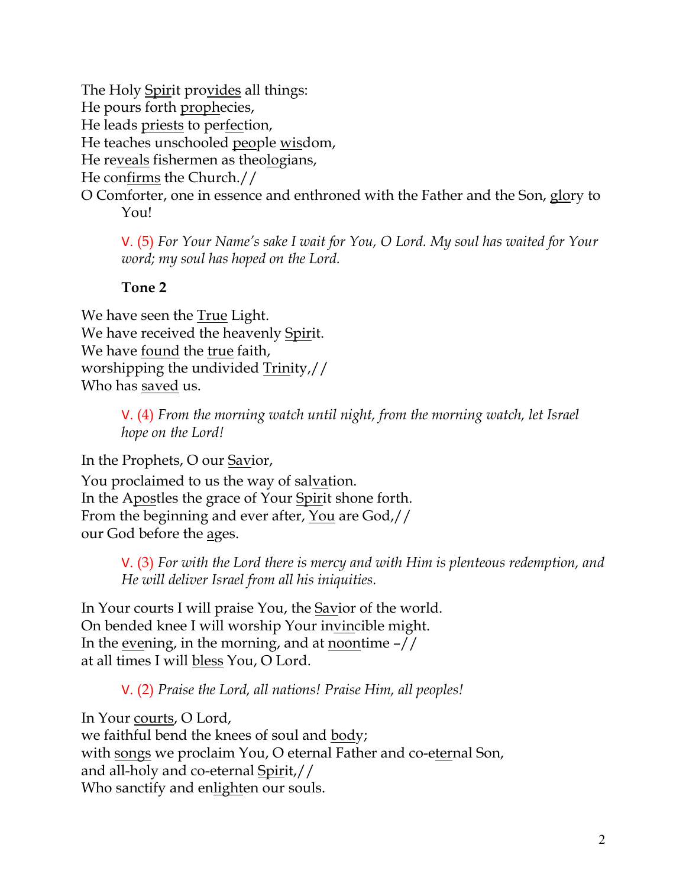The Holy Spirit provides all things:
He pours forth prophecies,
He leads priests to perfection,
He teaches unschooled people wisdom,
He reveals fishermen as theologians,
He confirms the Church.//
O Comforter, one in essence and enthroned with the Father and the Son, glory to You!

> V. (5) *For Your Name's sake I wait for You, O Lord. My soul has waited for Your word; my soul has hoped on the Lord.*

**Tone 2**

We have seen the True Light.
We have received the heavenly Spirit.
We have found the true faith,
worshipping the undivided Trinity,//
Who has saved us.

> V. (4) *From the morning watch until night, from the morning watch, let Israel hope on the Lord!*

In the Prophets, O our Savior,
You proclaimed to us the way of salvation.
In the Apostles the grace of Your Spirit shone forth.
From the beginning and ever after, You are God,//
our God before the ages.

> V. (3) *For with the Lord there is mercy and with Him is plenteous redemption, and He will deliver Israel from all his iniquities.*

In Your courts I will praise You, the Savior of the world.
On bended knee I will worship Your invincible might.
In the evening, in the morning, and at noontime –//
at all times I will bless You, O Lord.

> V. (2) *Praise the Lord, all nations! Praise Him, all peoples!*

In Your courts, O Lord,
we faithful bend the knees of soul and body;
with songs we proclaim You, O eternal Father and co-eternal Son,
and all-holy and co-eternal Spirit,//
Who sanctify and enlighten our souls.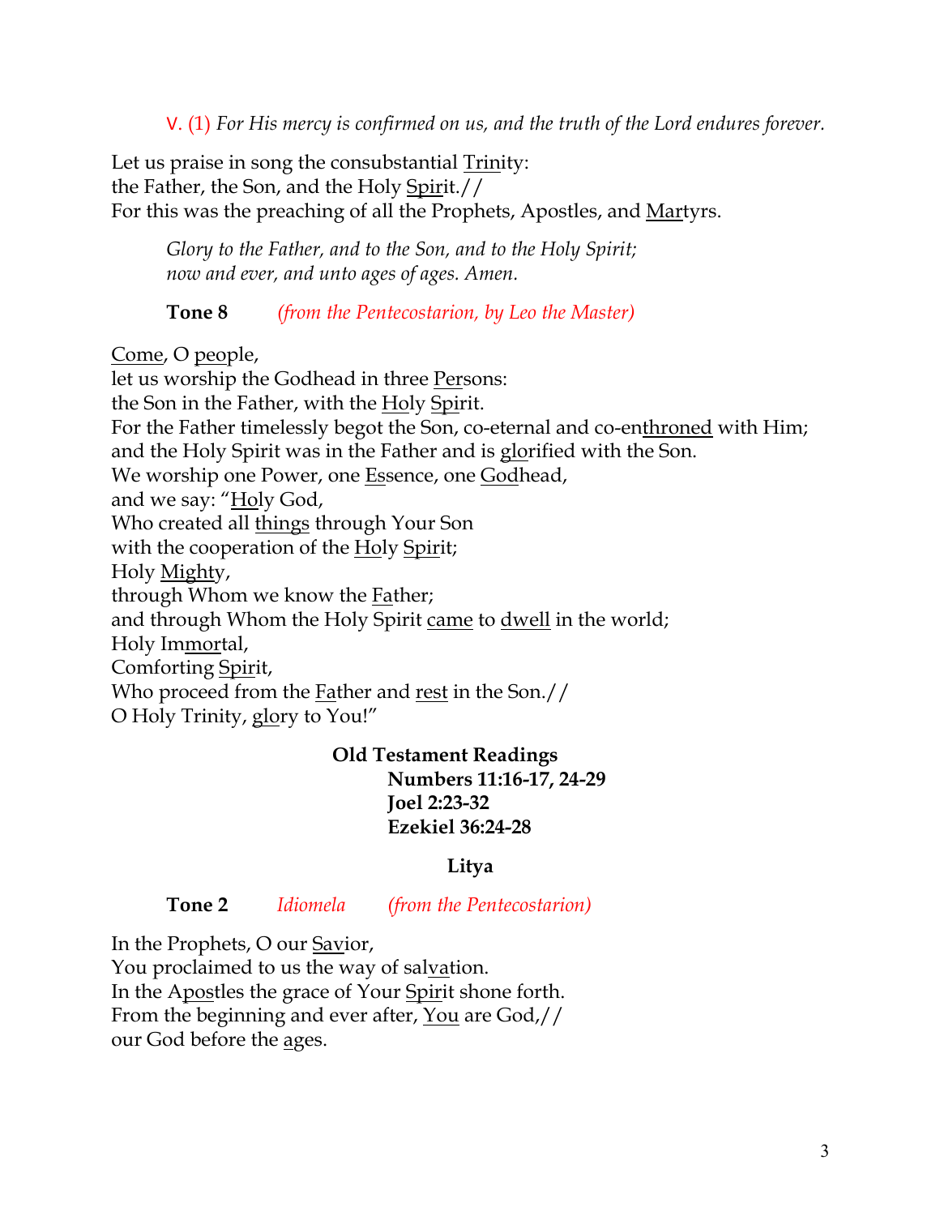V. (1) *For His mercy is confirmed on us, and the truth of the Lord endures forever.*

Let us praise in song the consubstantial Trinity:
the Father, the Son, and the Holy Spirit.//
For this was the preaching of all the Prophets, Apostles, and Martyrs.

*Glory to the Father, and to the Son, and to the Holy Spirit;*
*now and ever, and unto ages of ages. Amen.*

**Tone 8** *(from the Pentecostarion, by Leo the Master)*

Come, O people,
let us worship the Godhead in three Persons:
the Son in the Father, with the Holy Spirit.
For the Father timelessly begot the Son, co-eternal and co-enthroned with Him;
and the Holy Spirit was in the Father and is glorified with the Son.
We worship one Power, one Essence, one Godhead,
and we say: "Holy God,
Who created all things through Your Son
with the cooperation of the Holy Spirit;
Holy Mighty,
through Whom we know the Father;
and through Whom the Holy Spirit came to dwell in the world;
Holy Immortal,
Comforting Spirit,
Who proceed from the Father and rest in the Son.//
O Holy Trinity, glory to You!"

**Old Testament Readings**
**Numbers 11:16-17, 24-29**
**Joel 2:23-32**
**Ezekiel 36:24-28**

**Litya**

**Tone 2** *Idiomela* *(from the Pentecostarion)*

In the Prophets, O our Savior,
You proclaimed to us the way of salvation.
In the Apostles the grace of Your Spirit shone forth.
From the beginning and ever after, You are God,//
our God before the ages.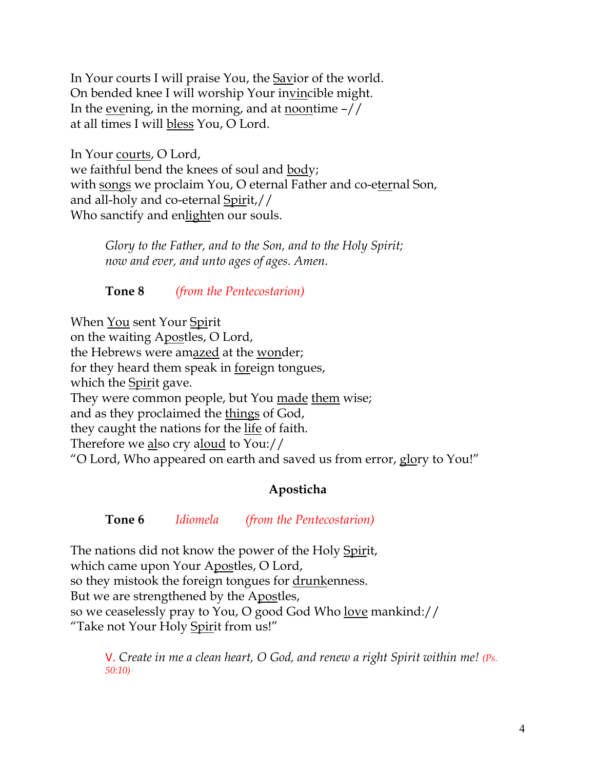In Your courts I will praise You, the Savior of the world.
On bended knee I will worship Your invincible might.
In the evening, in the morning, and at noontime –//
at all times I will bless You, O Lord.

In Your courts, O Lord,
we faithful bend the knees of soul and body;
with songs we proclaim You, O eternal Father and co-eternal Son,
and all-holy and co-eternal Spirit,//
Who sanctify and enlighten our souls.

> *Glory to the Father, and to the Son, and to the Holy Spirit;*
> *now and ever, and unto ages of ages. Amen.*

**Tone 8** *(from the Pentecostarion)*

When You sent Your Spirit
on the waiting Apostles, O Lord,
the Hebrews were amazed at the wonder;
for they heard them speak in foreign tongues,
which the Spirit gave.
They were common people, but You made them wise;
and as they proclaimed the things of God,
they caught the nations for the life of faith.
Therefore we also cry aloud to You://
"O Lord, Who appeared on earth and saved us from error, glory to You!"

## Aposticha

**Tone 6** *Idiomela* *(from the Pentecostarion)*

The nations did not know the power of the Holy Spirit,
which came upon Your Apostles, O Lord,
so they mistook the foreign tongues for drunkenness.
But we are strengthened by the Apostles,
so we ceaselessly pray to You, O good God Who love mankind://
"Take not Your Holy Spirit from us!"

> V. *Create in me a clean heart, O God, and renew a right Spirit within me!* *(Ps. 50:10)*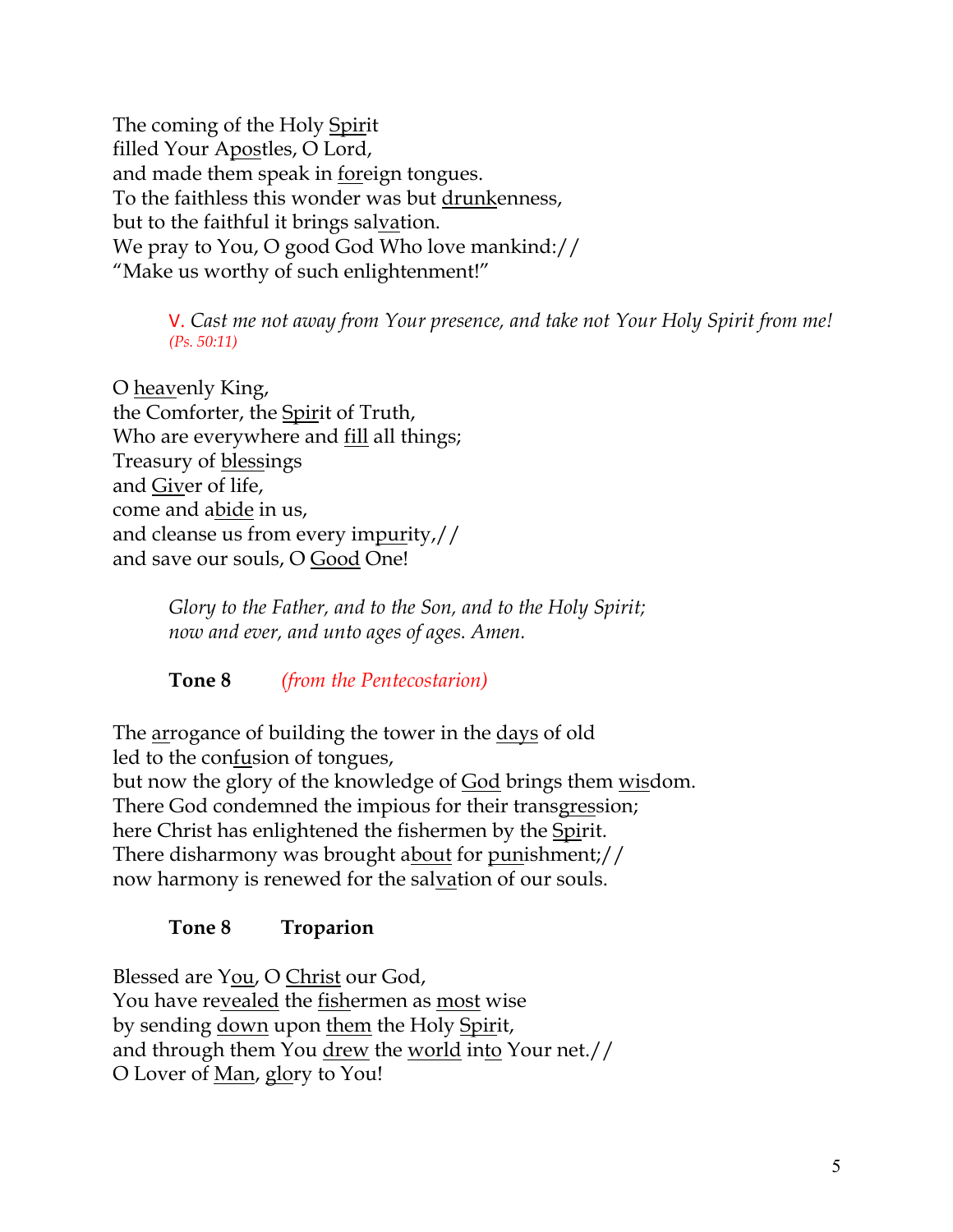The coming of the Holy Spirit
filled Your Apostles, O Lord,
and made them speak in foreign tongues.
To the faithless this wonder was but drunkenness,
but to the faithful it brings salvation.
We pray to You, O good God Who love mankind://
"Make us worthy of such enlightenment!"

> V. *Cast me not away from Your presence, and take not Your Holy Spirit from me!* *(Ps. 50:11)*

O heavenly King,
the Comforter, the Spirit of Truth,
Who are everywhere and fill all things;
Treasury of blessings
and Giver of life,
come and abide in us,
and cleanse us from every impurity,//
and save our souls, O Good One!

> *Glory to the Father, and to the Son, and to the Holy Spirit;*
> *now and ever, and unto ages of ages. Amen.*

**Tone 8** *(from the Pentecostarion)*

The arrogance of building the tower in the days of old
led to the confusion of tongues,
but now the glory of the knowledge of God brings them wisdom.
There God condemned the impious for their transgression;
here Christ has enlightened the fishermen by the Spirit.
There disharmony was brought about for punishment;//
now harmony is renewed for the salvation of our souls.

**Tone 8 Troparion**

Blessed are You, O Christ our God,
You have revealed the fishermen as most wise
by sending down upon them the Holy Spirit,
and through them You drew the world into Your net.//
O Lover of Man, glory to You!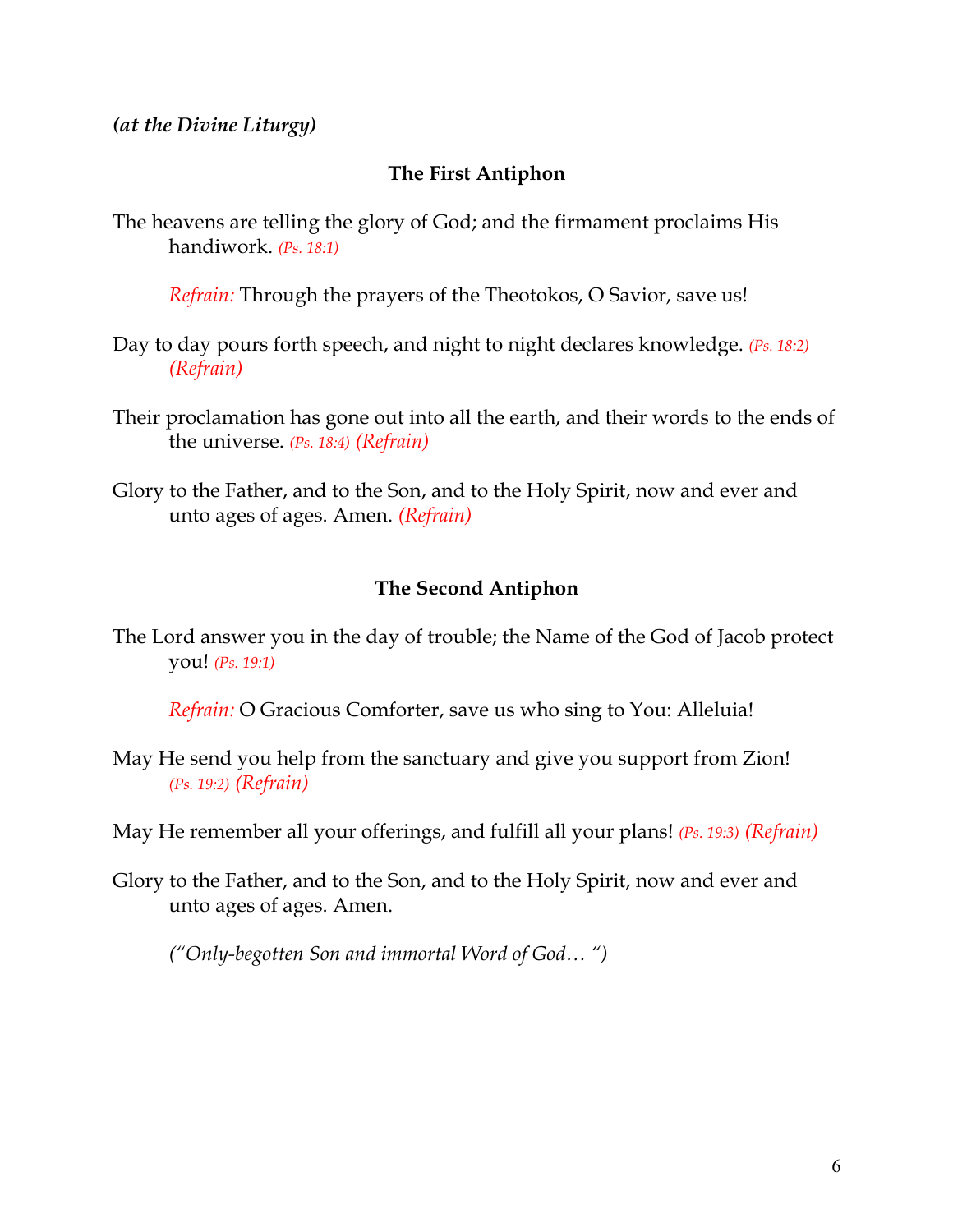***(at the Divine Liturgy)***

### The First Antiphon

The heavens are telling the glory of God; and the firmament proclaims His handiwork. *(Ps. 18:1)*

*Refrain:* Through the prayers of the Theotokos, O Savior, save us!

Day to day pours forth speech, and night to night declares knowledge. *(Ps. 18:2)* *(Refrain)*

Their proclamation has gone out into all the earth, and their words to the ends of the universe. *(Ps. 18:4)* *(Refrain)*

Glory to the Father, and to the Son, and to the Holy Spirit, now and ever and unto ages of ages. Amen. *(Refrain)*

### The Second Antiphon

The Lord answer you in the day of trouble; the Name of the God of Jacob protect you! *(Ps. 19:1)*

*Refrain:* O Gracious Comforter, save us who sing to You: Alleluia!

May He send you help from the sanctuary and give you support from Zion! *(Ps. 19:2)* *(Refrain)*

May He remember all your offerings, and fulfill all your plans! *(Ps. 19:3)* *(Refrain)*

Glory to the Father, and to the Son, and to the Holy Spirit, now and ever and unto ages of ages. Amen.

*("Only-begotten Son and immortal Word of God… ")*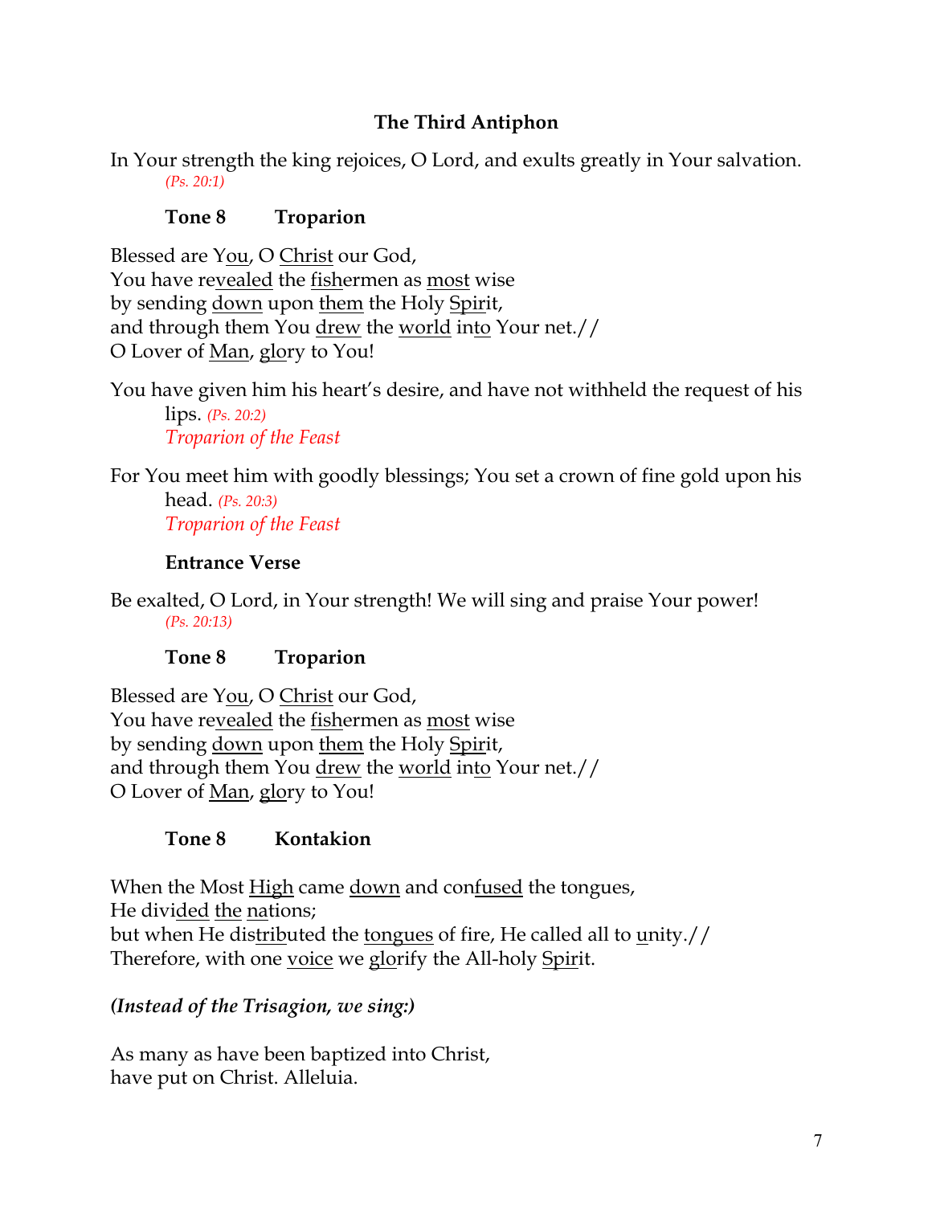### The Third Antiphon

In Your strength the king rejoices, O Lord, and exults greatly in Your salvation.
*(Ps. 20:1)*

**Tone 8 Troparion**

Blessed are <u>You</u>, O <u>Christ</u> our God,
You have re<u>vealed</u> the <u>fish</u>ermen as <u>most</u> wise
by sending <u>down</u> upon <u>them</u> the Holy <u>Spir</u>it,
and through them You <u>drew</u> the <u>world</u> in<u>to</u> Your net.//
O Lover of <u>Man</u>, <u>glo</u>ry to You!

You have given him his heart's desire, and have not withheld the request of his lips. *(Ps. 20:2)*
*Troparion of the Feast*

For You meet him with goodly blessings; You set a crown of fine gold upon his head. *(Ps. 20:3)*
*Troparion of the Feast*

**Entrance Verse**

Be exalted, O Lord, in Your strength! We will sing and praise Your power!
*(Ps. 20:13)*

**Tone 8 Troparion**

Blessed are <u>You</u>, O <u>Christ</u> our God,
You have re<u>vealed</u> the <u>fish</u>ermen as <u>most</u> wise
by sending <u>down</u> upon <u>them</u> the Holy <u>Spir</u>it,
and through them You <u>drew</u> the <u>world</u> in<u>to</u> Your net.//
O Lover of <u>Man</u>, <u>glo</u>ry to You!

**Tone 8 Kontakion**

When the Most <u>High</u> came <u>down</u> and con<u>fused</u> the tongues,
He divi<u>ded</u> <u>the</u> <u>na</u>tions;
but when He dis<u>trib</u>uted the <u>tongues</u> of fire, He called all to <u>u</u>nity.//
Therefore, with one <u>voice</u> we <u>glor</u>ify the All-holy <u>Spir</u>it.

***(Instead of the Trisagion, we sing:)***

As many as have been baptized into Christ,
have put on Christ. Alleluia.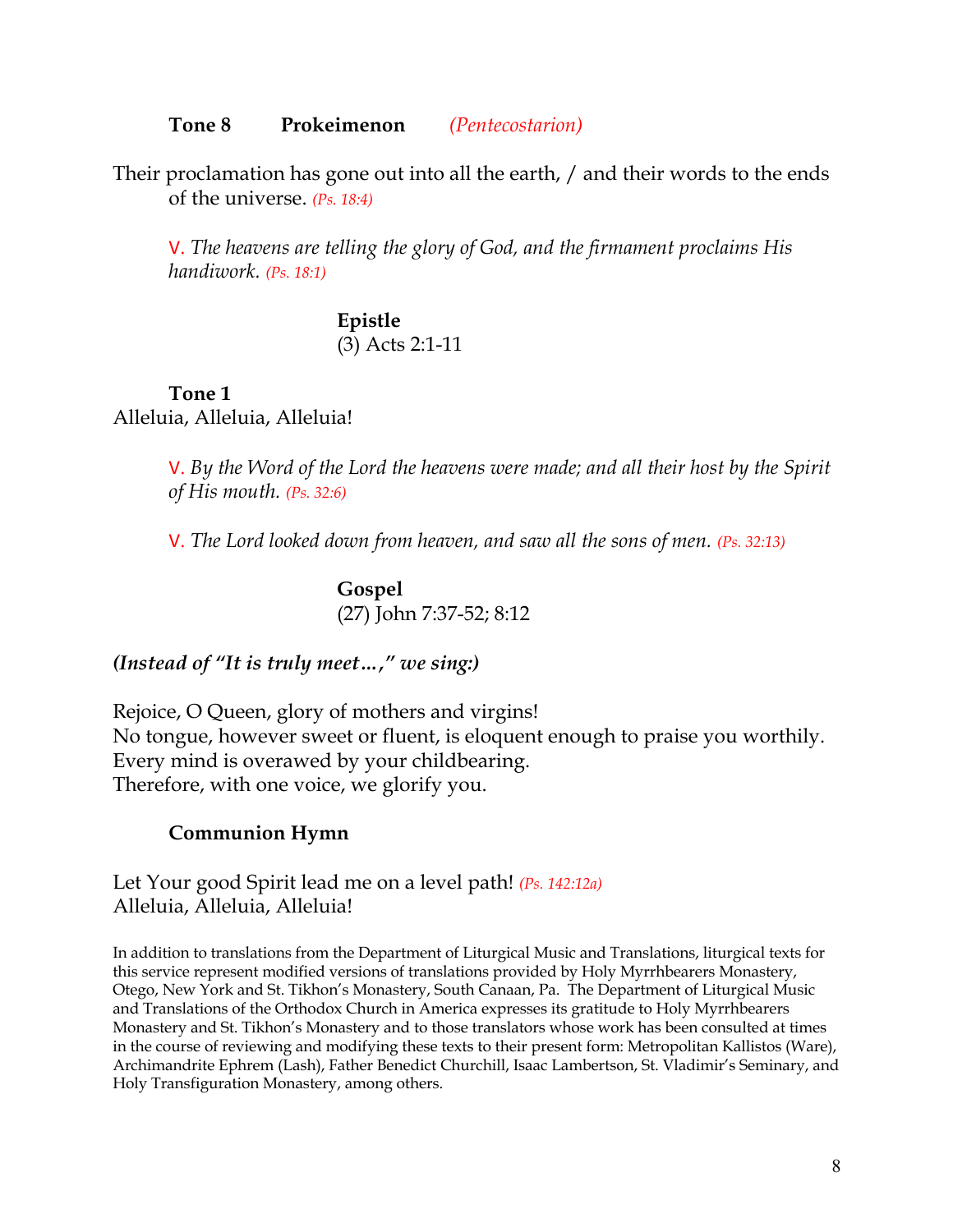**Tone 8** **Prokeimenon** *(Pentecostarion)*

Their proclamation has gone out into all the earth, / and their words to the ends of the universe. *(Ps. 18:4)*

V. *The heavens are telling the glory of God, and the firmament proclaims His handiwork. (Ps. 18:1)*

**Epistle**
(3) Acts 2:1-11

**Tone 1**
Alleluia, Alleluia, Alleluia!

V. *By the Word of the Lord the heavens were made; and all their host by the Spirit of His mouth. (Ps. 32:6)*

V. *The Lord looked down from heaven, and saw all the sons of men. (Ps. 32:13)*

**Gospel**
(27) John 7:37-52; 8:12

***(Instead of "It is truly meet…," we sing:)***

Rejoice, O Queen, glory of mothers and virgins!
No tongue, however sweet or fluent, is eloquent enough to praise you worthily.
Every mind is overawed by your childbearing.
Therefore, with one voice, we glorify you.

**Communion Hymn**

Let Your good Spirit lead me on a level path! *(Ps. 142:12a)*
Alleluia, Alleluia, Alleluia!

In addition to translations from the Department of Liturgical Music and Translations, liturgical texts for this service represent modified versions of translations provided by Holy Myrrhbearers Monastery, Otego, New York and St. Tikhon's Monastery, South Canaan, Pa. The Department of Liturgical Music and Translations of the Orthodox Church in America expresses its gratitude to Holy Myrrhbearers Monastery and St. Tikhon's Monastery and to those translators whose work has been consulted at times in the course of reviewing and modifying these texts to their present form: Metropolitan Kallistos (Ware), Archimandrite Ephrem (Lash), Father Benedict Churchill, Isaac Lambertson, St. Vladimir's Seminary, and Holy Transfiguration Monastery, among others.